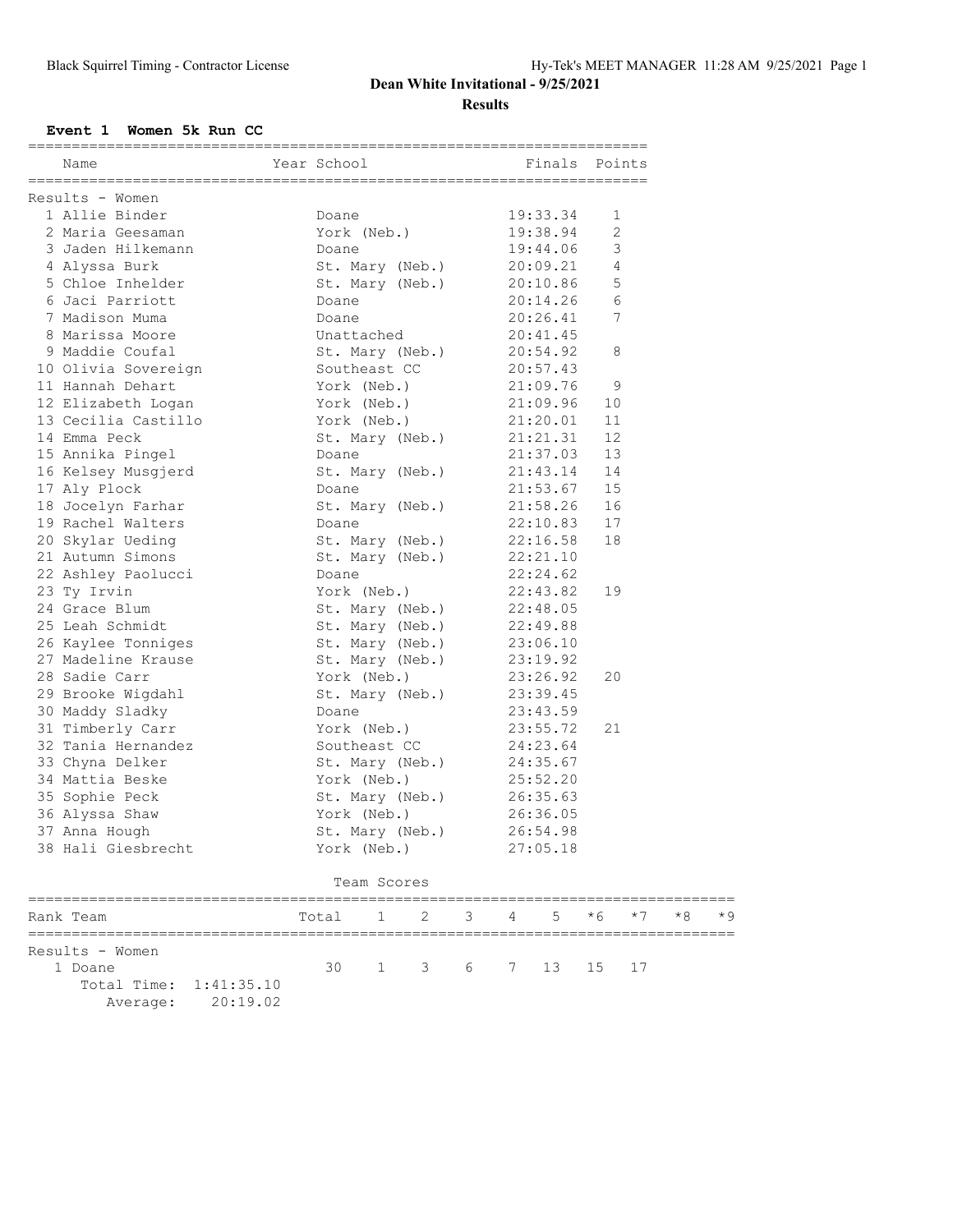**Dean White Invitational - 9/25/2021**

**Results**

### Event 1 Women 5k Run CC

| Name | Year | School | Finals | Points |
|---|---|---|---|---|
| **Results - Women** | | | | |
| 1 Allie Binder | | Doane | 19:33.34 | 1 |
| 2 Maria Geesaman | | York (Neb.) | 19:38.94 | 2 |
| 3 Jaden Hilkemann | | Doane | 19:44.06 | 3 |
| 4 Alyssa Burk | | St. Mary (Neb.) | 20:09.21 | 4 |
| 5 Chloe Inhelder | | St. Mary (Neb.) | 20:10.86 | 5 |
| 6 Jaci Parriott | | Doane | 20:14.26 | 6 |
| 7 Madison Muma | | Doane | 20:26.41 | 7 |
| 8 Marissa Moore | | Unattached | 20:41.45 | |
| 9 Maddie Coufal | | St. Mary (Neb.) | 20:54.92 | 8 |
| 10 Olivia Sovereign | | Southeast CC | 20:57.43 | |
| 11 Hannah Dehart | | York (Neb.) | 21:09.76 | 9 |
| 12 Elizabeth Logan | | York (Neb.) | 21:09.96 | 10 |
| 13 Cecilia Castillo | | York (Neb.) | 21:20.01 | 11 |
| 14 Emma Peck | | St. Mary (Neb.) | 21:21.31 | 12 |
| 15 Annika Pingel | | Doane | 21:37.03 | 13 |
| 16 Kelsey Musgjerd | | St. Mary (Neb.) | 21:43.14 | 14 |
| 17 Aly Plock | | Doane | 21:53.67 | 15 |
| 18 Jocelyn Farhar | | St. Mary (Neb.) | 21:58.26 | 16 |
| 19 Rachel Walters | | Doane | 22:10.83 | 17 |
| 20 Skylar Ueding | | St. Mary (Neb.) | 22:16.58 | 18 |
| 21 Autumn Simons | | St. Mary (Neb.) | 22:21.10 | |
| 22 Ashley Paolucci | | Doane | 22:24.62 | |
| 23 Ty Irvin | | York (Neb.) | 22:43.82 | 19 |
| 24 Grace Blum | | St. Mary (Neb.) | 22:48.05 | |
| 25 Leah Schmidt | | St. Mary (Neb.) | 22:49.88 | |
| 26 Kaylee Tonniges | | St. Mary (Neb.) | 23:06.10 | |
| 27 Madeline Krause | | St. Mary (Neb.) | 23:19.92 | |
| 28 Sadie Carr | | York (Neb.) | 23:26.92 | 20 |
| 29 Brooke Wigdahl | | St. Mary (Neb.) | 23:39.45 | |
| 30 Maddy Sladky | | Doane | 23:43.59 | |
| 31 Timberly Carr | | York (Neb.) | 23:55.72 | 21 |
| 32 Tania Hernandez | | Southeast CC | 24:23.64 | |
| 33 Chyna Delker | | St. Mary (Neb.) | 24:35.67 | |
| 34 Mattia Beske | | York (Neb.) | 25:52.20 | |
| 35 Sophie Peck | | St. Mary (Neb.) | 26:35.63 | |
| 36 Alyssa Shaw | | York (Neb.) | 26:36.05 | |
| 37 Anna Hough | | St. Mary (Neb.) | 26:54.98 | |
| 38 Hali Giesbrecht | | York (Neb.) | 27:05.18 | |

#### Team Scores

| Rank Team | Total | 1 | 2 | 3 | 4 | 5 | *6 | *7 | *8 | *9 |
|---|---|---|---|---|---|---|---|---|---|---|
| **Results - Women** | | | | | | | | | | |
| 1 Doane | 30 | 1 | 3 | 6 | 7 | 13 | 15 | 17 | | |
| Total Time: 1:41:35.10 | | | | | | | | | | |
| Average: 20:19.02 | | | | | | | | | | |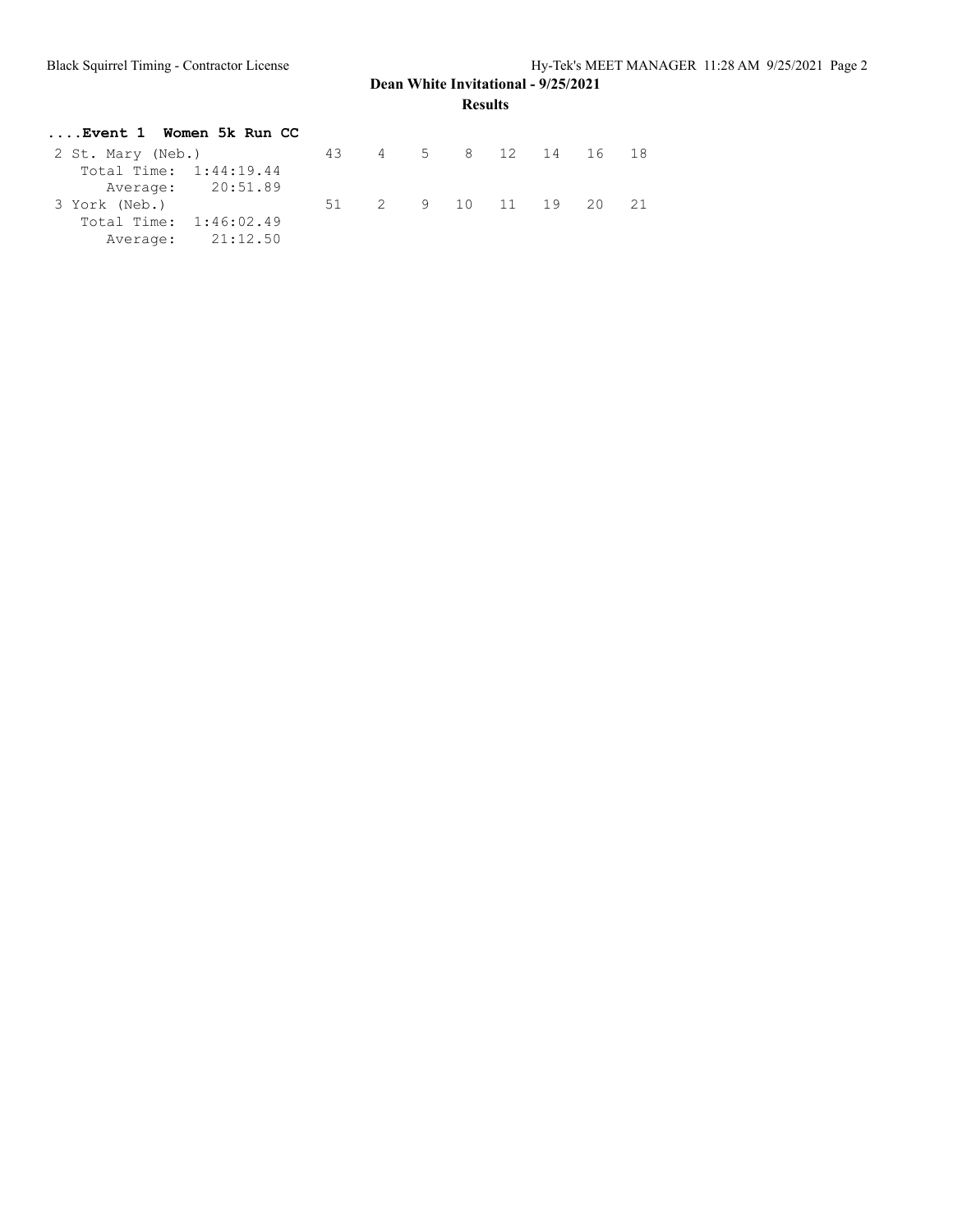**Dean White Invitational - 9/25/2021**

**Results**

### ....Event 1 Women 5k Run CC

```
 2 St. Mary (Neb.)           43    4    5    8   12   14   16   18
    Total Time:  1:44:19.44
       Average:    20:51.89
 3 York (Neb.)               51    2    9   10   11   19   20   21
    Total Time:  1:46:02.49
       Average:    21:12.50
```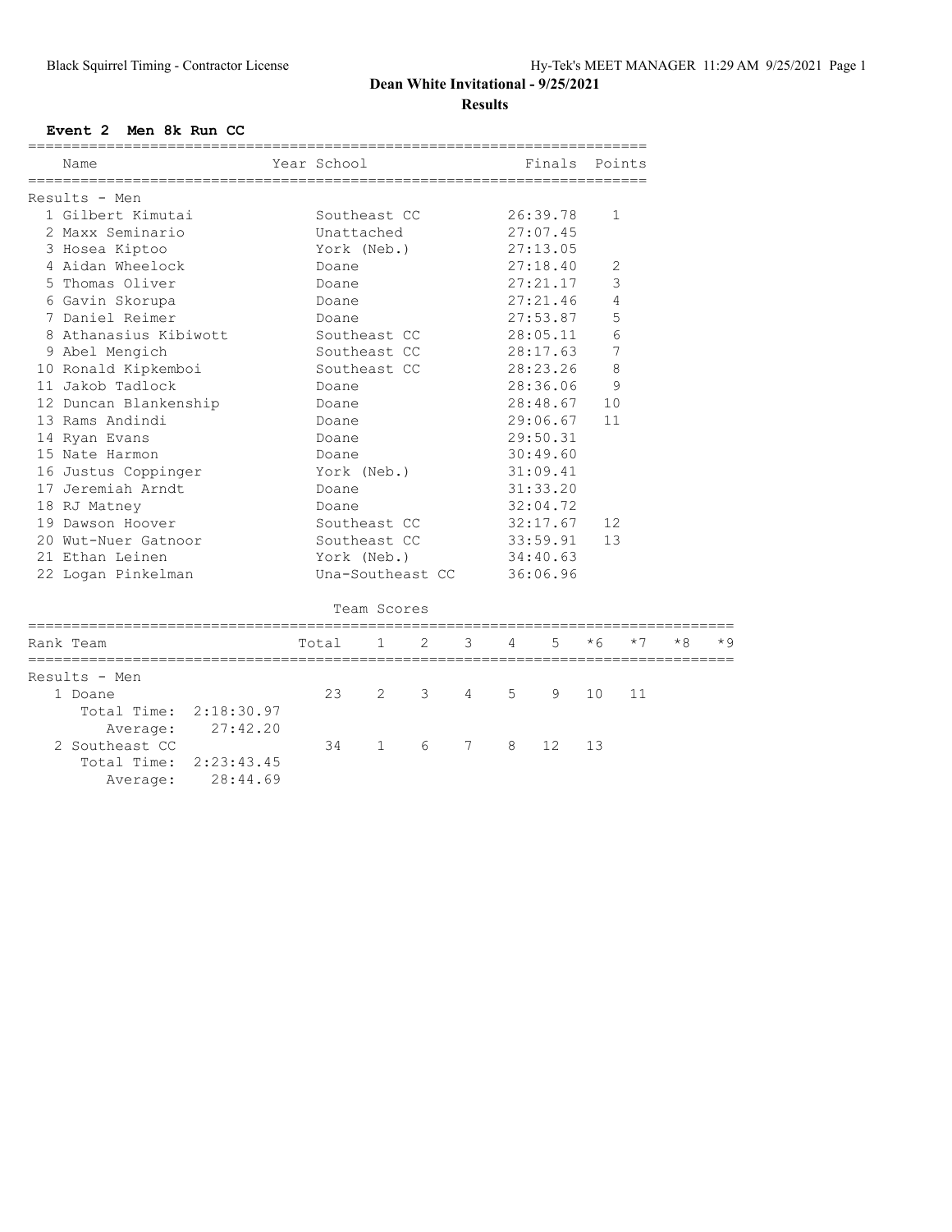**Dean White Invitational - 9/25/2021**

**Results**

**Event 2 Men 8k Run CC**

| Name | Year School | Finals | Points |
|---|---|---|---|
| **Results - Men** | | | |
| 1 Gilbert Kimutai | Southeast CC | 26:39.78 | 1 |
| 2 Maxx Seminario | Unattached | 27:07.45 | |
| 3 Hosea Kiptoo | York (Neb.) | 27:13.05 | |
| 4 Aidan Wheelock | Doane | 27:18.40 | 2 |
| 5 Thomas Oliver | Doane | 27:21.17 | 3 |
| 6 Gavin Skorupa | Doane | 27:21.46 | 4 |
| 7 Daniel Reimer | Doane | 27:53.87 | 5 |
| 8 Athanasius Kibiwott | Southeast CC | 28:05.11 | 6 |
| 9 Abel Mengich | Southeast CC | 28:17.63 | 7 |
| 10 Ronald Kipkemboi | Southeast CC | 28:23.26 | 8 |
| 11 Jakob Tadlock | Doane | 28:36.06 | 9 |
| 12 Duncan Blankenship | Doane | 28:48.67 | 10 |
| 13 Rams Andindi | Doane | 29:06.67 | 11 |
| 14 Ryan Evans | Doane | 29:50.31 | |
| 15 Nate Harmon | Doane | 30:49.60 | |
| 16 Justus Coppinger | York (Neb.) | 31:09.41 | |
| 17 Jeremiah Arndt | Doane | 31:33.20 | |
| 18 RJ Matney | Doane | 32:04.72 | |
| 19 Dawson Hoover | Southeast CC | 32:17.67 | 12 |
| 20 Wut-Nuer Gatnoor | Southeast CC | 33:59.91 | 13 |
| 21 Ethan Leinen | York (Neb.) | 34:40.63 | |
| 22 Logan Pinkelman | Una-Southeast CC | 36:06.96 | |

Team Scores

| Rank Team | Total | 1 | 2 | 3 | 4 | 5 | *6 | *7 | *8 | *9 |
|---|---|---|---|---|---|---|---|---|---|---|
| **Results - Men** | | | | | | | | | | |
| 1 Doane | 23 | 2 | 3 | 4 | 5 | 9 | 10 | 11 | | |
| Total Time: 2:18:30.97 | | | | | | | | | | |
| Average: 27:42.20 | | | | | | | | | | |
| 2 Southeast CC | 34 | 1 | 6 | 7 | 8 | 12 | 13 | | | |
| Total Time: 2:23:43.45 | | | | | | | | | | |
| Average: 28:44.69 | | | | | | | | | | |